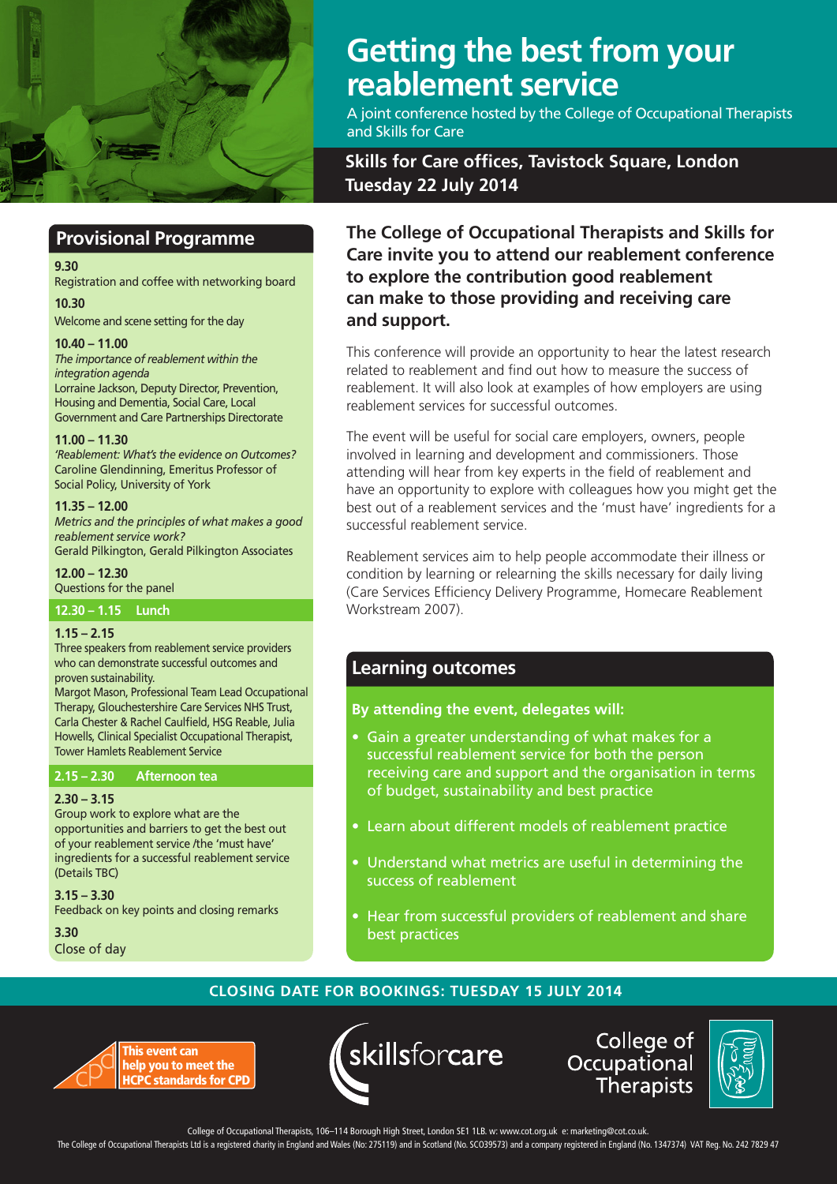# Getting the best from your reablement service

A joint conference hosted by the College of Occupational Therapists and Skills for Care

**Skills for Care offices, Tavistock Square, London**
**Tuesday 22 July 2014**

**The College of Occupational Therapists and Skills for Care invite you to attend our reablement conference to explore the contribution good reablement can make to those providing and receiving care and support.**

This conference will provide an opportunity to hear the latest research related to reablement and find out how to measure the success of reablement. It will also look at examples of how employers are using reablement services for successful outcomes.

The event will be useful for social care employers, owners, people involved in learning and development and commissioners. Those attending will hear from key experts in the field of reablement and have an opportunity to explore with colleagues how you might get the best out of a reablement services and the 'must have' ingredients for a successful reablement service.

Reablement services aim to help people accommodate their illness or condition by learning or relearning the skills necessary for daily living (Care Services Efficiency Delivery Programme, Homecare Reablement Workstream 2007).

## Provisional Programme

**9.30**
Registration and coffee with networking board

**10.30**
Welcome and scene setting for the day

**10.40 – 11.00**
*The importance of reablement within the integration agenda*
Lorraine Jackson, Deputy Director, Prevention, Housing and Dementia, Social Care, Local Government and Care Partnerships Directorate

**11.00 – 11.30**
*'Reablement: What's the evidence on Outcomes?*
Caroline Glendinning, Emeritus Professor of Social Policy, University of York

**11.35 – 12.00**
*Metrics and the principles of what makes a good reablement service work?*
Gerald Pilkington, Gerald Pilkington Associates

**12.00 – 12.30**
Questions for the panel

**12.30 – 1.15 Lunch**

**1.15 – 2.15**
Three speakers from reablement service providers who can demonstrate successful outcomes and proven sustainability.
Margot Mason, Professional Team Lead Occupational Therapy, Glouchestershire Care Services NHS Trust, Carla Chester & Rachel Caulfield, HSG Reable, Julia Howells, Clinical Specialist Occupational Therapist, Tower Hamlets Reablement Service

**2.15 – 2.30 Afternoon tea**

**2.30 – 3.15**
Group work to explore what are the opportunities and barriers to get the best out of your reablement service /the 'must have' ingredients for a successful reablement service (Details TBC)

**3.15 – 3.30**
Feedback on key points and closing remarks

**3.30**
Close of day

## Learning outcomes

**By attending the event, delegates will:**

- Gain a greater understanding of what makes for a successful reablement service for both the person receiving care and support and the organisation in terms of budget, sustainability and best practice
- Learn about different models of reablement practice
- Understand what metrics are useful in determining the success of reablement
- Hear from successful providers of reablement and share best practices

**CLOSING DATE FOR BOOKINGS: TUESDAY 15 JULY 2014**

This event can help you to meet the HCPC standards for CPD

skillsforcare

College of Occupational Therapists

College of Occupational Therapists, 106–114 Borough High Street, London SE1 1LB. w: www.cot.org.uk e: marketing@cot.co.uk.
The College of Occupational Therapists Ltd is a registered charity in England and Wales (No: 275119) and in Scotland (No. SCO39573) and a company registered in England (No. 1347374) VAT Reg. No. 242 7829 47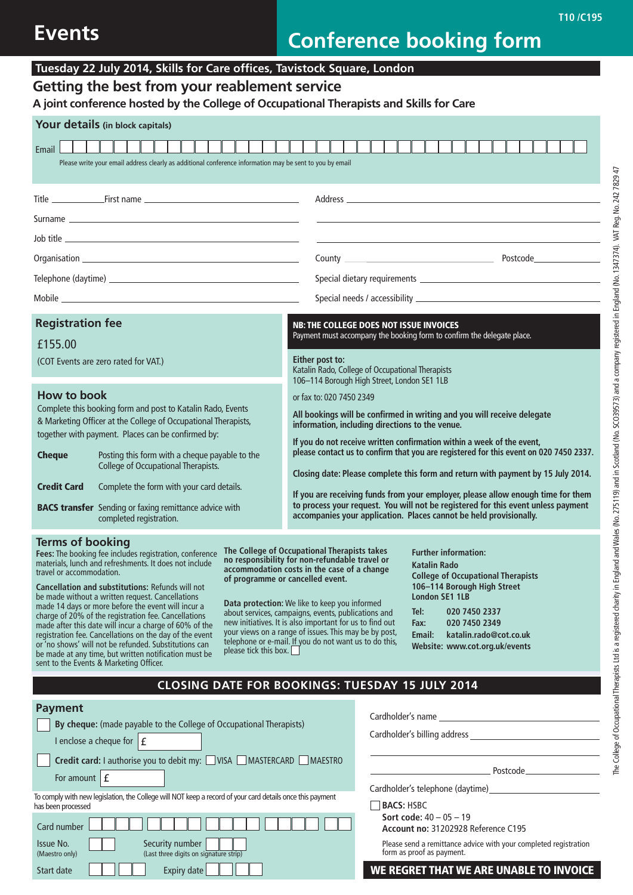# Events

## Conference booking form

T10 /C195

**Tuesday 22 July 2014, Skills for Care offices, Tavistock Square, London**

## Getting the best from your reablement service

### A joint conference hosted by the College of Occupational Therapists and Skills for Care

### Your details (in block capitals)

Email

Please write your email address clearly as additional conference information may be sent to you by email

Title ____________ First name ____________

Surname ____________

Job title ____________

Organisation ____________

Telephone (daytime) ____________

Mobile ____________

Address ____________

County ____________ Postcode ____________

Special dietary requirements ____________

Special needs / accessibility ____________

### Registration fee

£155.00

(COT Events are zero rated for VAT.)

### How to book

Complete this booking form and post to Katalin Rado, Events & Marketing Officer at the College of Occupational Therapists, together with payment. Places can be confirmed by:

**Cheque** Posting this form with a cheque payable to the College of Occupational Therapists.

**Credit Card** Complete the form with your card details.

**BACS transfer** Sending or faxing remittance advice with completed registration.

**NB: THE COLLEGE DOES NOT ISSUE INVOICES**
Payment must accompany the booking form to confirm the delegate place.

**Either post to:**
Katalin Rado, College of Occupational Therapists
106–114 Borough High Street, London SE1 1LB

or fax to: 020 7450 2349

**All bookings will be confirmed in writing and you will receive delegate information, including directions to the venue.**

**If you do not receive written confirmation within a week of the event, please contact us to confirm that you are registered for this event on 020 7450 2337.**

**Closing date: Please complete this form and return with payment by 15 July 2014.**

**If you are receiving funds from your employer, please allow enough time for them to process your request. You will not be registered for this event unless payment accompanies your application. Places cannot be held provisionally.**

### Terms of booking

**Fees:** The booking fee includes registration, conference materials, lunch and refreshments. It does not include travel or accommodation.

**Cancellation and substitutions:** Refunds will not be made without a written request. Cancellations made 14 days or more before the event will incur a charge of 20% of the registration fee. Cancellations made after this date will incur a charge of 60% of the registration fee. Cancellations on the day of the event or 'no shows' will not be refunded. Substitutions can be made at any time, but written notification must be sent to the Events & Marketing Officer.

**The College of Occupational Therapists takes no responsibility for non-refundable travel or accommodation costs in the case of a change of programme or cancelled event.**

**Data protection:** We like to keep you informed about services, campaigns, events, publications and new initiatives. It is also important for us to find out your views on a range of issues. This may be by post, telephone or e-mail. If you do not want us to do this, please tick this box. ☐

**Further information:**
**Katalin Rado**
**College of Occupational Therapists**
**106–114 Borough High Street**
**London SE1 1LB**

**Tel:** 020 7450 2337
**Fax:** 020 7450 2349
**Email:** katalin.rado@cot.co.uk
**Website:** www.cot.org.uk/events

**CLOSING DATE FOR BOOKINGS: TUESDAY 15 JULY 2014**

### Payment

☐ **By cheque:** (made payable to the College of Occupational Therapists)

I enclose a cheque for £

☐ **Credit card:** I authorise you to debit my: ☐ VISA ☐ MASTERCARD ☐ MAESTRO

For amount £

To comply with new legislation, the College will NOT keep a record of your card details once this payment has been processed

Card number

Issue No. (Maestro only) Security number (Last three digits on signature strip)

Start date Expiry date

Cardholder's name ____________

Cardholder's billing address ____________

Postcode ____________

Cardholder's telephone (daytime) ____________

☐ **BACS:** HSBC
**Sort code:** 40 – 05 – 19
**Account no:** 31202928 Reference C195

Please send a remittance advice with your completed registration form as proof as payment.

**WE REGRET THAT WE ARE UNABLE TO INVOICE**

The College of Occupational Therapists Ltd is a registered charity in England and Wales (No. 275119) and in Scotland (No. SCO39573) and a company registered in England (No. 1347374). VAT Reg. No. 242 7829 47